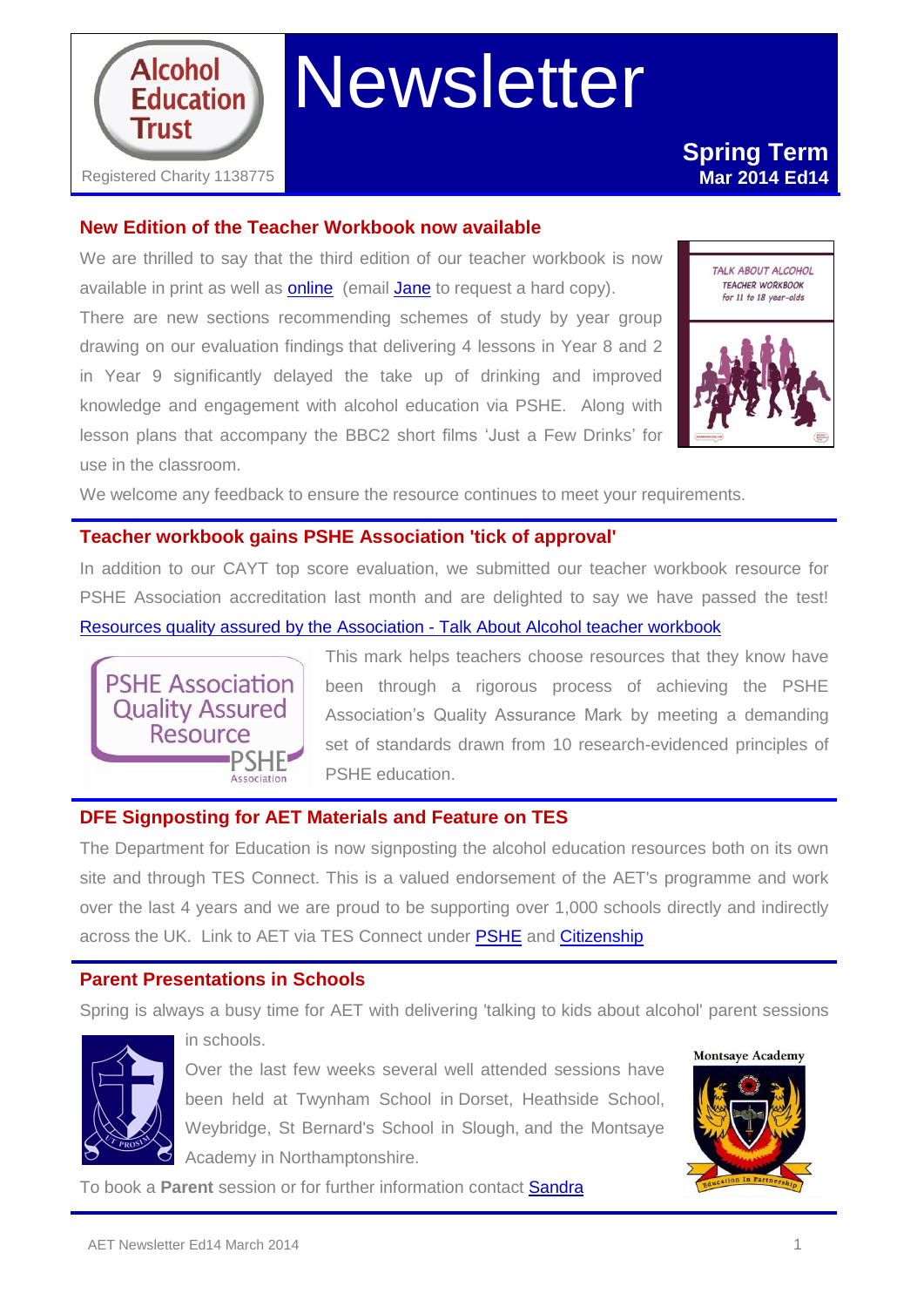Alcohol Education Trust

Registered Charity 1138775

# Newsletter

**Spring Term**
**Mar 2014 Ed14**

## New Edition of the Teacher Workbook now available

We are thrilled to say that the third edition of our teacher workbook is now available in print as well as online (email Jane to request a hard copy).

There are new sections recommending schemes of study by year group drawing on our evaluation findings that delivering 4 lessons in Year 8 and 2 in Year 9 significantly delayed the take up of drinking and improved knowledge and engagement with alcohol education via PSHE. Along with lesson plans that accompany the BBC2 short films 'Just a Few Drinks' for use in the classroom.

We welcome any feedback to ensure the resource continues to meet your requirements.

## Teacher workbook gains PSHE Association 'tick of approval'

In addition to our CAYT top score evaluation, we submitted our teacher workbook resource for PSHE Association accreditation last month and are delighted to say we have passed the test!

Resources quality assured by the Association - Talk About Alcohol teacher workbook

This mark helps teachers choose resources that they know have been through a rigorous process of achieving the PSHE Association's Quality Assurance Mark by meeting a demanding set of standards drawn from 10 research-evidenced principles of PSHE education.

## DFE Signposting for AET Materials and Feature on TES

The Department for Education is now signposting the alcohol education resources both on its own site and through TES Connect. This is a valued endorsement of the AET's programme and work over the last 4 years and we are proud to be supporting over 1,000 schools directly and indirectly across the UK. Link to AET via TES Connect under PSHE and Citizenship

## Parent Presentations in Schools

Spring is always a busy time for AET with delivering 'talking to kids about alcohol' parent sessions in schools.

Over the last few weeks several well attended sessions have been held at Twynham School in Dorset, Heathside School, Weybridge, St Bernard's School in Slough, and the Montsaye Academy in Northamptonshire.

To book a **Parent** session or for further information contact Sandra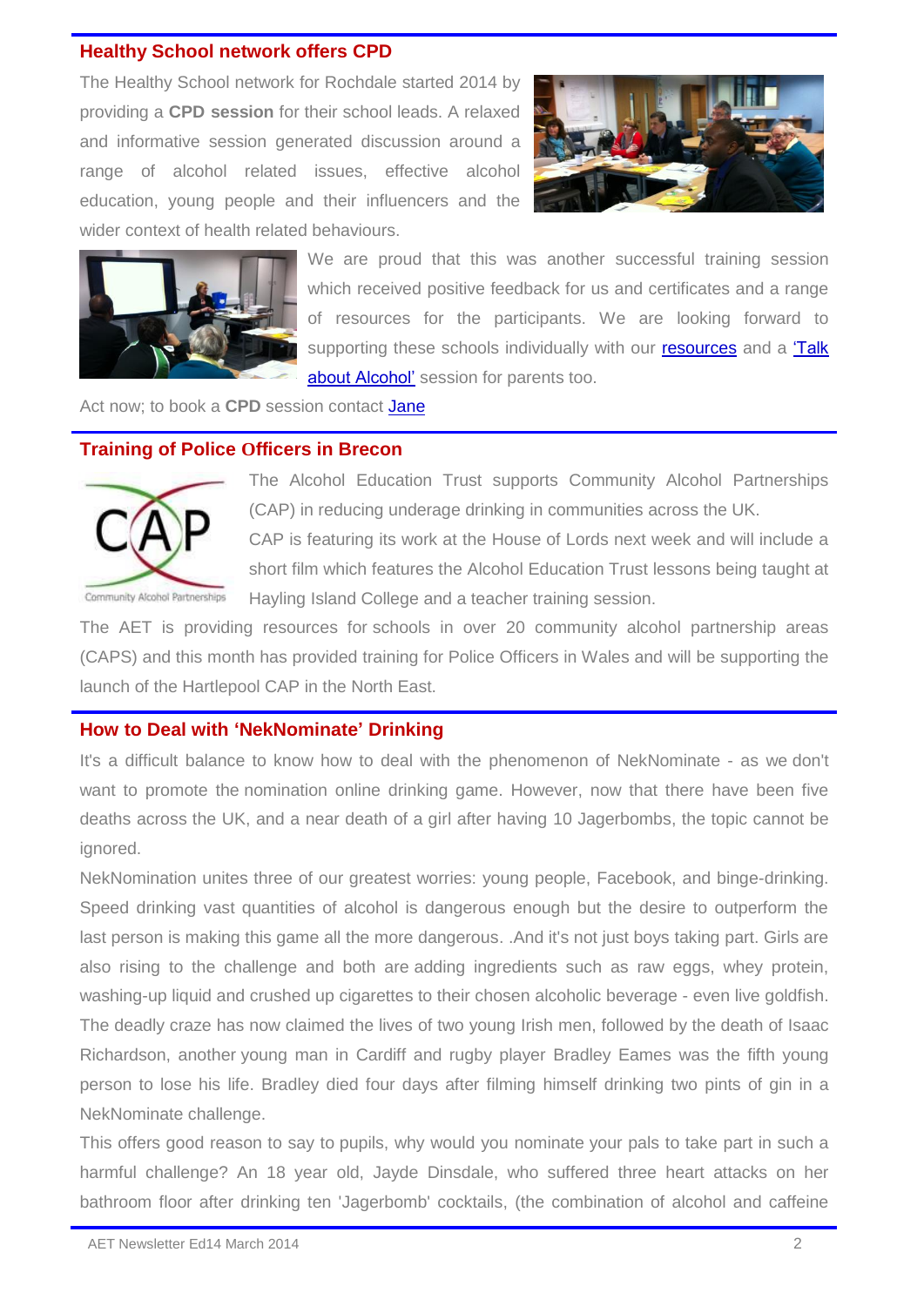## Healthy School network offers CPD

The Healthy School network for Rochdale started 2014 by providing a **CPD session** for their school leads. A relaxed and informative session generated discussion around a range of alcohol related issues, effective alcohol education, young people and their influencers and the wider context of health related behaviours.

We are proud that this was another successful training session which received positive feedback for us and certificates and a range of resources for the participants. We are looking forward to supporting these schools individually with our [resources] and a ['Talk about Alcohol'] session for parents too.

Act now; to book a **CPD** session contact [Jane]

## Training of Police Officers in Brecon

The Alcohol Education Trust supports Community Alcohol Partnerships (CAP) in reducing underage drinking in communities across the UK.

CAP is featuring its work at the House of Lords next week and will include a short film which features the Alcohol Education Trust lessons being taught at Hayling Island College and a teacher training session.

The AET is providing resources for schools in over 20 community alcohol partnership areas (CAPS) and this month has provided training for Police Officers in Wales and will be supporting the launch of the Hartlepool CAP in the North East.

## How to Deal with 'NekNominate' Drinking

It's a difficult balance to know how to deal with the phenomenon of NekNominate - as we don't want to promote the nomination online drinking game. However, now that there have been five deaths across the UK, and a near death of a girl after having 10 Jagerbombs, the topic cannot be ignored.

NekNomination unites three of our greatest worries: young people, Facebook, and binge-drinking. Speed drinking vast quantities of alcohol is dangerous enough but the desire to outperform the last person is making this game all the more dangerous. .And it's not just boys taking part. Girls are also rising to the challenge and both are adding ingredients such as raw eggs, whey protein, washing-up liquid and crushed up cigarettes to their chosen alcoholic beverage - even live goldfish. The deadly craze has now claimed the lives of two young Irish men, followed by the death of Isaac Richardson, another young man in Cardiff and rugby player Bradley Eames was the fifth young person to lose his life. Bradley died four days after filming himself drinking two pints of gin in a NekNominate challenge.

This offers good reason to say to pupils, why would you nominate your pals to take part in such a harmful challenge? An 18 year old, Jayde Dinsdale, who suffered three heart attacks on her bathroom floor after drinking ten 'Jagerbomb' cocktails, (the combination of alcohol and caffeine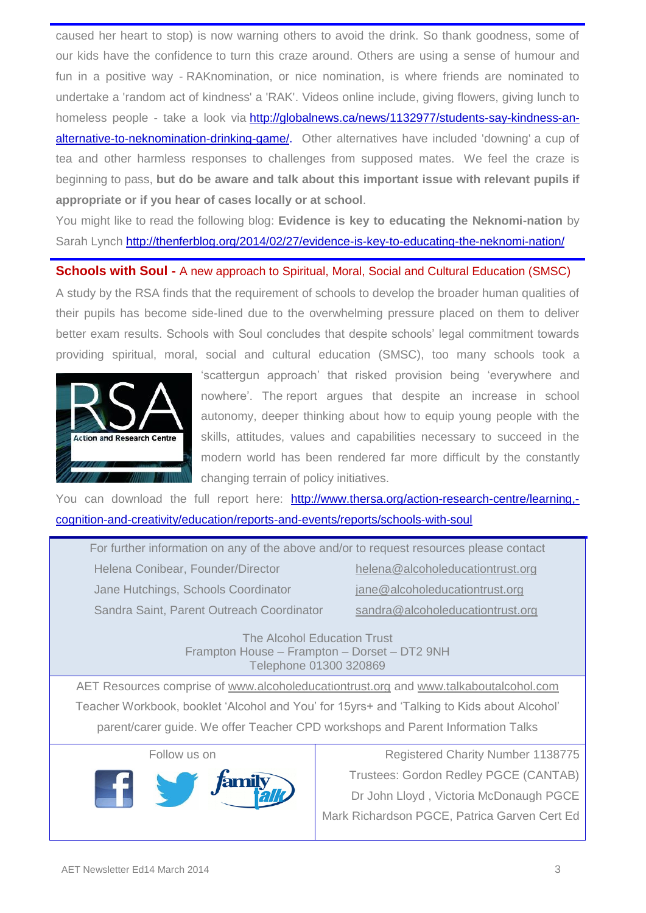caused her heart to stop) is now warning others to avoid the drink. So thank goodness, some of our kids have the confidence to turn this craze around. Others are using a sense of humour and fun in a positive way - RAKnomination, or nice nomination, is where friends are nominated to undertake a 'random act of kindness' a 'RAK'. Videos online include, giving flowers, giving lunch to homeless people - take a look via http://globalnews.ca/news/1132977/students-say-kindness-an-alternative-to-neknomination-drinking-game/. Other alternatives have included 'downing' a cup of tea and other harmless responses to challenges from supposed mates. We feel the craze is beginning to pass, **but do be aware and talk about this important issue with relevant pupils if appropriate or if you hear of cases locally or at school**.

You might like to read the following blog: **Evidence is key to educating the Neknomi-nation** by Sarah Lynch http://thenferblog.org/2014/02/27/evidence-is-key-to-educating-the-neknomi-nation/

## **Schools with Soul -** A new approach to Spiritual, Moral, Social and Cultural Education (SMSC)

A study by the RSA finds that the requirement of schools to develop the broader human qualities of their pupils has become side-lined due to the overwhelming pressure placed on them to deliver better exam results. Schools with Soul concludes that despite schools' legal commitment towards providing spiritual, moral, social and cultural education (SMSC), too many schools took a 'scattergun approach' that risked provision being 'everywhere and nowhere'. The report argues that despite an increase in school autonomy, deeper thinking about how to equip young people with the skills, attitudes, values and capabilities necessary to succeed in the modern world has been rendered far more difficult by the constantly changing terrain of policy initiatives.

You can download the full report here: http://www.thersa.org/action-research-centre/learning,-cognition-and-creativity/education/reports-and-events/reports/schools-with-soul

For further information on any of the above and/or to request resources please contact

| | |
|---|---|
| Helena Conibear, Founder/Director | helena@alcoholeducationtrust.org |
| Jane Hutchings, Schools Coordinator | jane@alcoholeducationtrust.org |
| Sandra Saint, Parent Outreach Coordinator | sandra@alcoholeducationtrust.org |

The Alcohol Education Trust
Frampton House – Frampton – Dorset – DT2 9NH
Telephone 01300 320869

AET Resources comprise of www.alcoholeducationtrust.org and www.talkaboutalcohol.com Teacher Workbook, booklet 'Alcohol and You' for 15yrs+ and 'Talking to Kids about Alcohol' parent/carer guide. We offer Teacher CPD workshops and Parent Information Talks

Follow us on

Registered Charity Number 1138775
Trustees: Gordon Redley PGCE (CANTAB)
Dr John Lloyd , Victoria McDonaugh PGCE
Mark Richardson PGCE, Patrica Garven Cert Ed